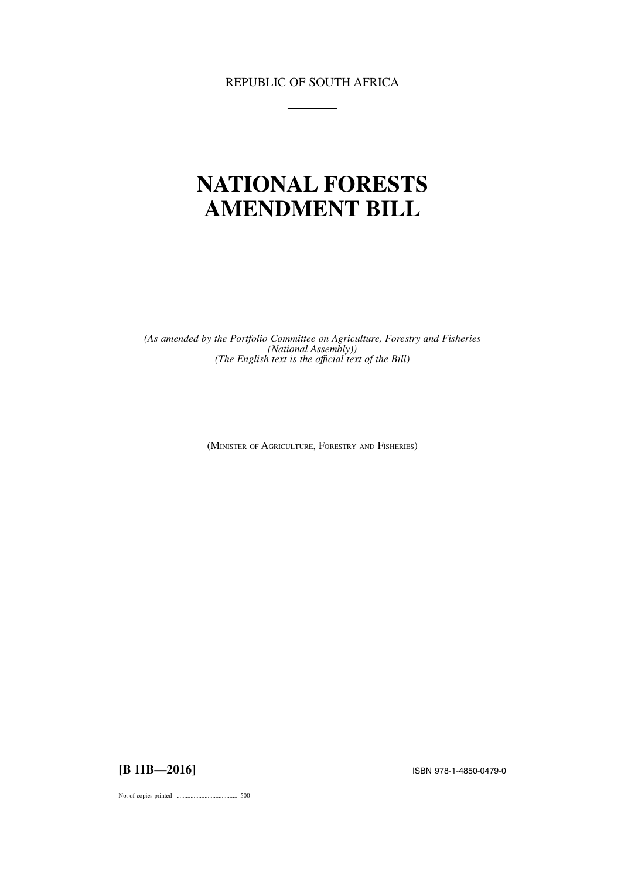REPUBLIC OF SOUTH AFRICA

# NATIONAL FORESTS AMENDMENT BILL

*(As amended by the Portfolio Committee on Agriculture, Forestry and Fisheries (National Assembly))*
*(The English text is the official text of the Bill)*

(MINISTER OF AGRICULTURE, FORESTRY AND FISHERIES)

**[B 11B—2016]**

ISBN 978-1-4850-0479-0

No. of copies printed ........................................ 500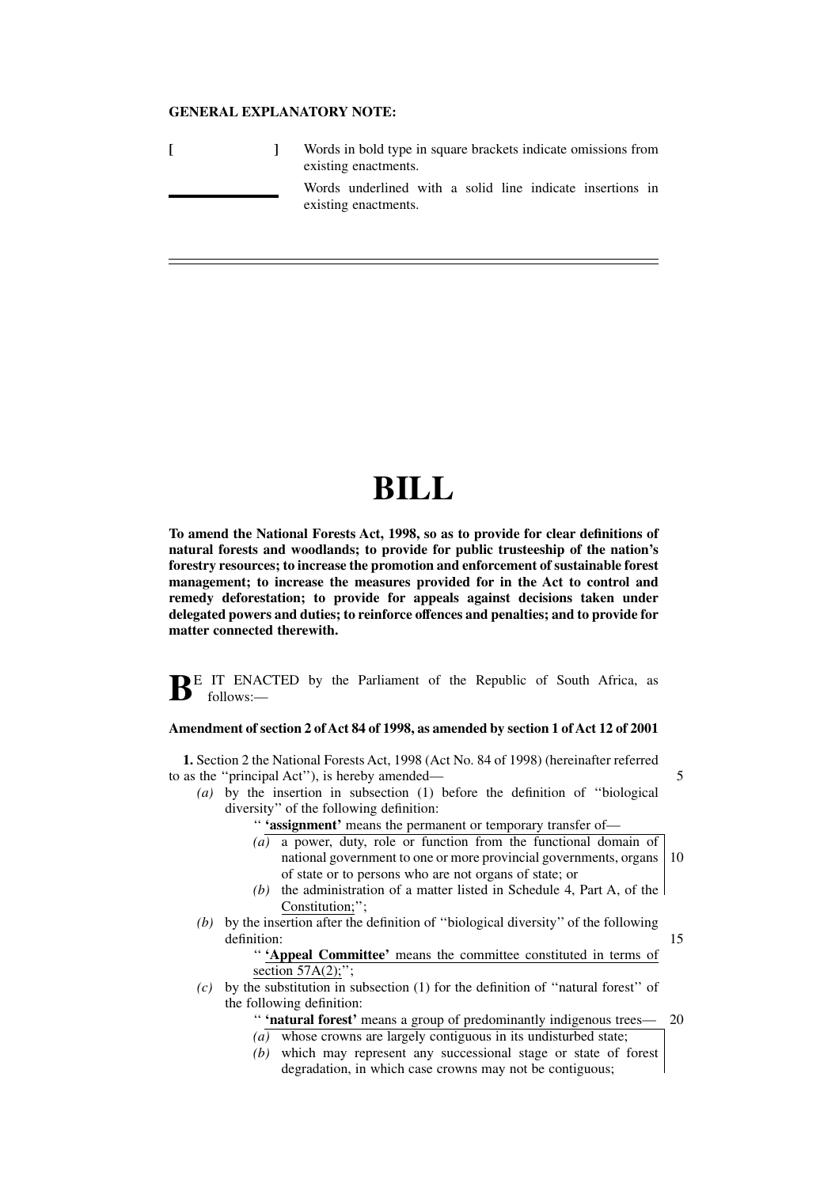**GENERAL EXPLANATORY NOTE:**

| | |
|---|---|
| [ ] | Words in bold type in square brackets indicate omissions from existing enactments. |
| ________ | Words underlined with a solid line indicate insertions in existing enactments. |

---

# BILL

**To amend the National Forests Act, 1998, so as to provide for clear definitions of natural forests and woodlands; to provide for public trusteeship of the nation's forestry resources; to increase the promotion and enforcement of sustainable forest management; to increase the measures provided for in the Act to control and remedy deforestation; to provide for appeals against decisions taken under delegated powers and duties; to reinforce offences and penalties; and to provide for matter connected therewith.**

BE IT ENACTED by the Parliament of the Republic of South Africa, as follows:—

**Amendment of section 2 of Act 84 of 1998, as amended by section 1 of Act 12 of 2001**

**1.** Section 2 the National Forests Act, 1998 (Act No. 84 of 1998) (hereinafter referred to as the ''principal Act''), is hereby amended—

*(a)* by the insertion in subsection (1) before the definition of ''biological diversity'' of the following definition:

'' **'assignment'** means the permanent or temporary transfer of—

*(a)* a power, duty, role or function from the functional domain of national government to one or more provincial governments, organs of state or to persons who are not organs of state; or

*(b)* the administration of a matter listed in Schedule 4, Part A, of the Constitution;'';

*(b)* by the insertion after the definition of ''biological diversity'' of the following definition:

'' **'Appeal Committee'** means the committee constituted in terms of section 57A(2);'';

*(c)* by the substitution in subsection (1) for the definition of ''natural forest'' of the following definition:

'' **'natural forest'** means a group of predominantly indigenous trees—

*(a)* whose crowns are largely contiguous in its undisturbed state;

*(b)* which may represent any successional stage or state of forest degradation, in which case crowns may not be contiguous;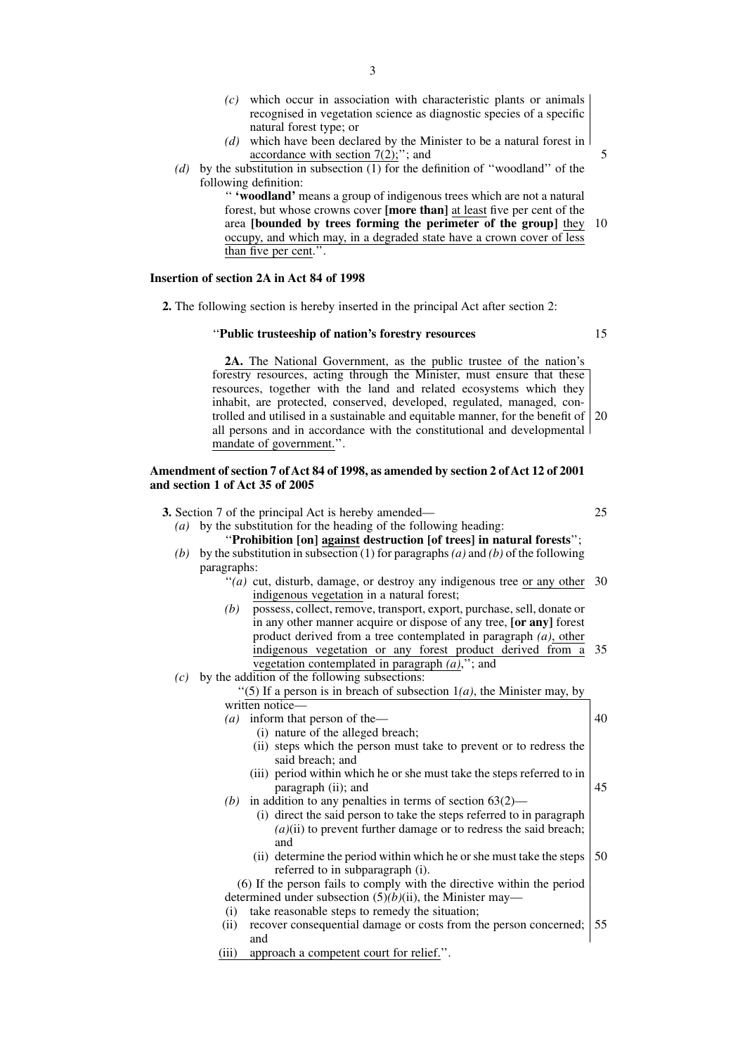- *(c)* which occur in association with characteristic plants or animals recognised in vegetation science as diagnostic species of a specific natural forest type; or
- *(d)* which have been declared by the Minister to be a natural forest in accordance with section 7(2);''; and

*(d)* by the substitution in subsection (1) for the definition of ''woodland'' of the following definition:

'' **'woodland'** means a group of indigenous trees which are not a natural forest, but whose crowns cover **[more than]** at least five per cent of the area **[bounded by trees forming the perimeter of the group]** they occupy, and which may, in a degraded state have a crown cover of less than five per cent.''.

### Insertion of section 2A in Act 84 of 1998

**2.** The following section is hereby inserted in the principal Act after section 2:

''**Public trusteeship of nation's forestry resources**

**2A.** The National Government, as the public trustee of the nation's forestry resources, acting through the Minister, must ensure that these resources, together with the land and related ecosystems which they inhabit, are protected, conserved, developed, regulated, managed, controlled and utilised in a sustainable and equitable manner, for the benefit of all persons and in accordance with the constitutional and developmental mandate of government.''.

### Amendment of section 7 of Act 84 of 1998, as amended by section 2 of Act 12 of 2001 and section 1 of Act 35 of 2005

**3.** Section 7 of the principal Act is hereby amended—

*(a)* by the substitution for the heading of the following heading:

''**Prohibition [on] against destruction [of trees] in natural forests**'';

*(b)* by the substitution in subsection (1) for paragraphs *(a)* and *(b)* of the following paragraphs:

''*(a)* cut, disturb, damage, or destroy any indigenous tree or any other indigenous vegetation in a natural forest;

*(b)* possess, collect, remove, transport, export, purchase, sell, donate or in any other manner acquire or dispose of any tree, **[or any]** forest product derived from a tree contemplated in paragraph *(a)*, other indigenous vegetation or any forest product derived from a vegetation contemplated in paragraph *(a)*,''; and

*(c)* by the addition of the following subsections:

''(5) If a person is in breach of subsection 1*(a)*, the Minister may, by written notice—

*(a)* inform that person of the—

(i) nature of the alleged breach;

(ii) steps which the person must take to prevent or to redress the said breach; and

(iii) period within which he or she must take the steps referred to in paragraph (ii); and

*(b)* in addition to any penalties in terms of section 63(2)—

(i) direct the said person to take the steps referred to in paragraph *(a)*(ii) to prevent further damage or to redress the said breach; and

(ii) determine the period within which he or she must take the steps referred to in subparagraph (i).

(6) If the person fails to comply with the directive within the period determined under subsection (5)*(b)*(ii), the Minister may—

(i) take reasonable steps to remedy the situation;

(ii) recover consequential damage or costs from the person concerned; and

(iii) approach a competent court for relief.''.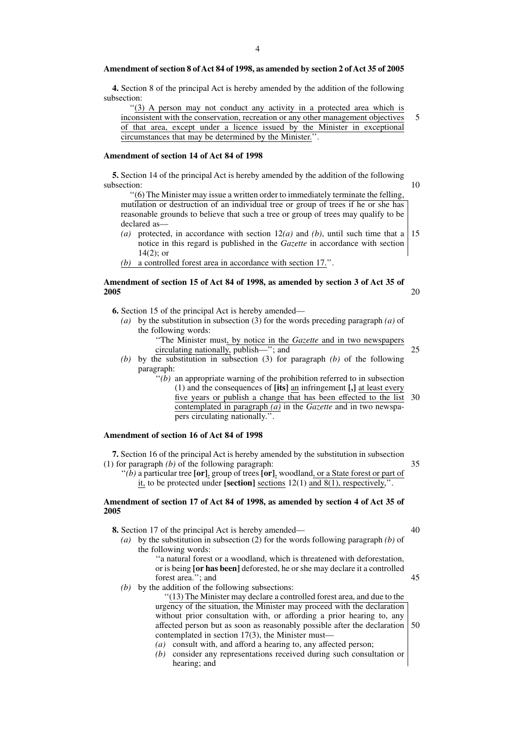**Amendment of section 8 of Act 84 of 1998, as amended by section 2 of Act 35 of 2005**

**4.** Section 8 of the principal Act is hereby amended by the addition of the following subsection:

''(3) A person may not conduct any activity in a protected area which is inconsistent with the conservation, recreation or any other management objectives of that area, except under a licence issued by the Minister in exceptional circumstances that may be determined by the Minister.''.

**Amendment of section 14 of Act 84 of 1998**

**5.** Section 14 of the principal Act is hereby amended by the addition of the following subsection:

''(6) The Minister may issue a written order to immediately terminate the felling, mutilation or destruction of an individual tree or group of trees if he or she has reasonable grounds to believe that such a tree or group of trees may qualify to be declared as—

- *(a)* protected, in accordance with section 12*(a)* and *(b)*, until such time that a notice in this regard is published in the *Gazette* in accordance with section 14(2); or
- *(b)* a controlled forest area in accordance with section 17.''.

**Amendment of section 15 of Act 84 of 1998, as amended by section 3 of Act 35 of 2005**

**6.** Section 15 of the principal Act is hereby amended—

- *(a)* by the substitution in subsection (3) for the words preceding paragraph *(a)* of the following words:

  ''The Minister must, by notice in the *Gazette* and in two newspapers circulating nationally, publish—''; and
- *(b)* by the substitution in subsection (3) for paragraph *(b)* of the following paragraph:

  ''*(b)* an appropriate warning of the prohibition referred to in subsection (1) and the consequences of **[its]** an infringement **[,]** at least every five years or publish a change that has been effected to the list contemplated in paragraph *(a)* in the *Gazette* and in two newspapers circulating nationally.''.

**Amendment of section 16 of Act 84 of 1998**

**7.** Section 16 of the principal Act is hereby amended by the substitution in subsection (1) for paragraph *(b)* of the following paragraph:

''*(b)* a particular tree **[or]**, group of trees **[or]**, woodland, or a State forest or part of it, to be protected under **[section]** sections 12(1) and 8(1), respectively,''.

**Amendment of section 17 of Act 84 of 1998, as amended by section 4 of Act 35 of 2005**

**8.** Section 17 of the principal Act is hereby amended—

- *(a)* by the substitution in subsection (2) for the words following paragraph *(b)* of the following words:

  ''a natural forest or a woodland, which is threatened with deforestation, or is being **[or has been]** deforested, he or she may declare it a controlled forest area.''; and
- *(b)* by the addition of the following subsections:

  ''(13) The Minister may declare a controlled forest area, and due to the urgency of the situation, the Minister may proceed with the declaration without prior consultation with, or affording a prior hearing to, any affected person but as soon as reasonably possible after the declaration contemplated in section 17(3), the Minister must—

  - *(a)* consult with, and afford a hearing to, any affected person;
  - *(b)* consider any representations received during such consultation or hearing; and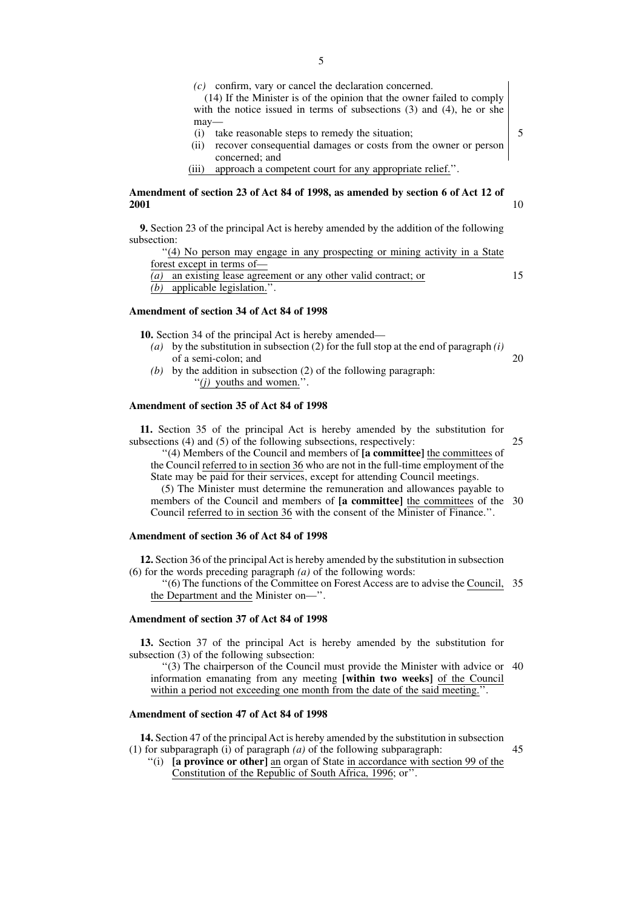*(c)* confirm, vary or cancel the declaration concerned.

(14) If the Minister is of the opinion that the owner failed to comply with the notice issued in terms of subsections (3) and (4), he or she may—

(i) take reasonable steps to remedy the situation;

(ii) recover consequential damages or costs from the owner or person concerned; and

(iii) approach a competent court for any appropriate relief.''.

**Amendment of section 23 of Act 84 of 1998, as amended by section 6 of Act 12 of 2001**

**9.** Section 23 of the principal Act is hereby amended by the addition of the following subsection:

''(4) No person may engage in any prospecting or mining activity in a State forest except in terms of—

*(a)* an existing lease agreement or any other valid contract; or

*(b)* applicable legislation.''.

**Amendment of section 34 of Act 84 of 1998**

**10.** Section 34 of the principal Act is hereby amended—

*(a)* by the substitution in subsection (2) for the full stop at the end of paragraph *(i)* of a semi-colon; and

*(b)* by the addition in subsection (2) of the following paragraph:

''*(j)* youths and women.''.

**Amendment of section 35 of Act 84 of 1998**

**11.** Section 35 of the principal Act is hereby amended by the substitution for subsections (4) and (5) of the following subsections, respectively:

''(4) Members of the Council and members of **[a committee]** the committees of the Council referred to in section 36 who are not in the full-time employment of the State may be paid for their services, except for attending Council meetings.

(5) The Minister must determine the remuneration and allowances payable to members of the Council and members of **[a committee]** the committees of the Council referred to in section 36 with the consent of the Minister of Finance.''.

**Amendment of section 36 of Act 84 of 1998**

**12.** Section 36 of the principal Act is hereby amended by the substitution in subsection (6) for the words preceding paragraph *(a)* of the following words:

''(6) The functions of the Committee on Forest Access are to advise the Council, the Department and the Minister on—''.

**Amendment of section 37 of Act 84 of 1998**

**13.** Section 37 of the principal Act is hereby amended by the substitution for subsection (3) of the following subsection:

''(3) The chairperson of the Council must provide the Minister with advice or information emanating from any meeting **[within two weeks]** of the Council within a period not exceeding one month from the date of the said meeting.''.

**Amendment of section 47 of Act 84 of 1998**

**14.** Section 47 of the principal Act is hereby amended by the substitution in subsection (1) for subparagraph (i) of paragraph *(a)* of the following subparagraph:

''(i) **[a province or other]** an organ of State in accordance with section 99 of the Constitution of the Republic of South Africa, 1996; or''.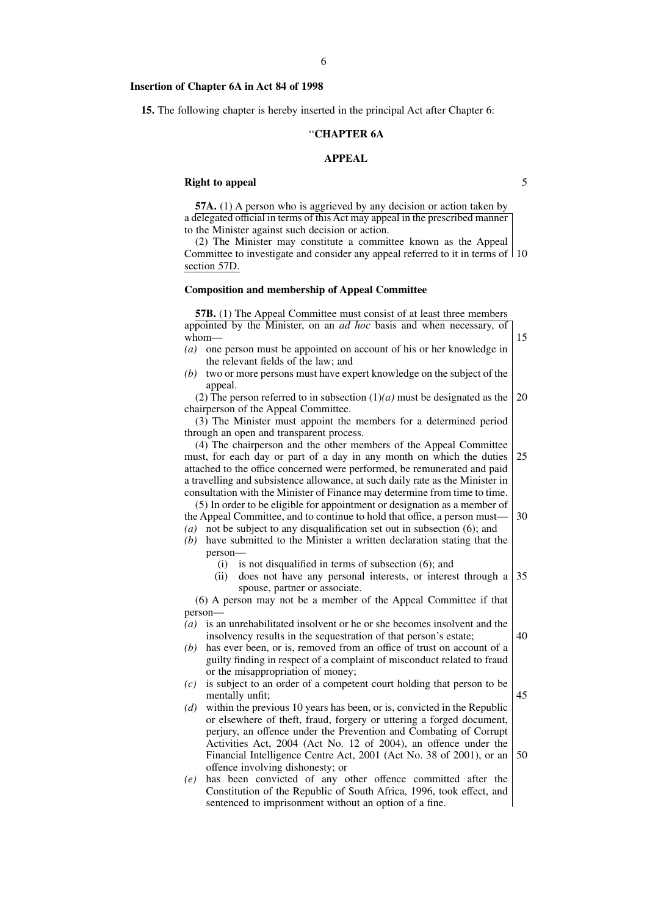**Insertion of Chapter 6A in Act 84 of 1998**

**15.** The following chapter is hereby inserted in the principal Act after Chapter 6:

"**CHAPTER 6A**

**APPEAL**

**Right to appeal**

**57A.** (1) A person who is aggrieved by any decision or action taken by a delegated official in terms of this Act may appeal in the prescribed manner to the Minister against such decision or action.

(2) The Minister may constitute a committee known as the Appeal Committee to investigate and consider any appeal referred to it in terms of section 57D.

**Composition and membership of Appeal Committee**

**57B.** (1) The Appeal Committee must consist of at least three members appointed by the Minister, on an *ad hoc* basis and when necessary, of whom—

*(a)* one person must be appointed on account of his or her knowledge in the relevant fields of the law; and

*(b)* two or more persons must have expert knowledge on the subject of the appeal.

(2) The person referred to in subsection (1)*(a)* must be designated as the chairperson of the Appeal Committee.

(3) The Minister must appoint the members for a determined period through an open and transparent process.

(4) The chairperson and the other members of the Appeal Committee must, for each day or part of a day in any month on which the duties attached to the office concerned were performed, be remunerated and paid a travelling and subsistence allowance, at such daily rate as the Minister in consultation with the Minister of Finance may determine from time to time.

(5) In order to be eligible for appointment or designation as a member of the Appeal Committee, and to continue to hold that office, a person must—

*(a)* not be subject to any disqualification set out in subsection (6); and

*(b)* have submitted to the Minister a written declaration stating that the person—

(i) is not disqualified in terms of subsection (6); and

(ii) does not have any personal interests, or interest through a spouse, partner or associate.

(6) A person may not be a member of the Appeal Committee if that person—

*(a)* is an unrehabilitated insolvent or he or she becomes insolvent and the insolvency results in the sequestration of that person's estate;

*(b)* has ever been, or is, removed from an office of trust on account of a guilty finding in respect of a complaint of misconduct related to fraud or the misappropriation of money;

*(c)* is subject to an order of a competent court holding that person to be mentally unfit;

*(d)* within the previous 10 years has been, or is, convicted in the Republic or elsewhere of theft, fraud, forgery or uttering a forged document, perjury, an offence under the Prevention and Combating of Corrupt Activities Act, 2004 (Act No. 12 of 2004), an offence under the Financial Intelligence Centre Act, 2001 (Act No. 38 of 2001), or an offence involving dishonesty; or

*(e)* has been convicted of any other offence committed after the Constitution of the Republic of South Africa, 1996, took effect, and sentenced to imprisonment without an option of a fine.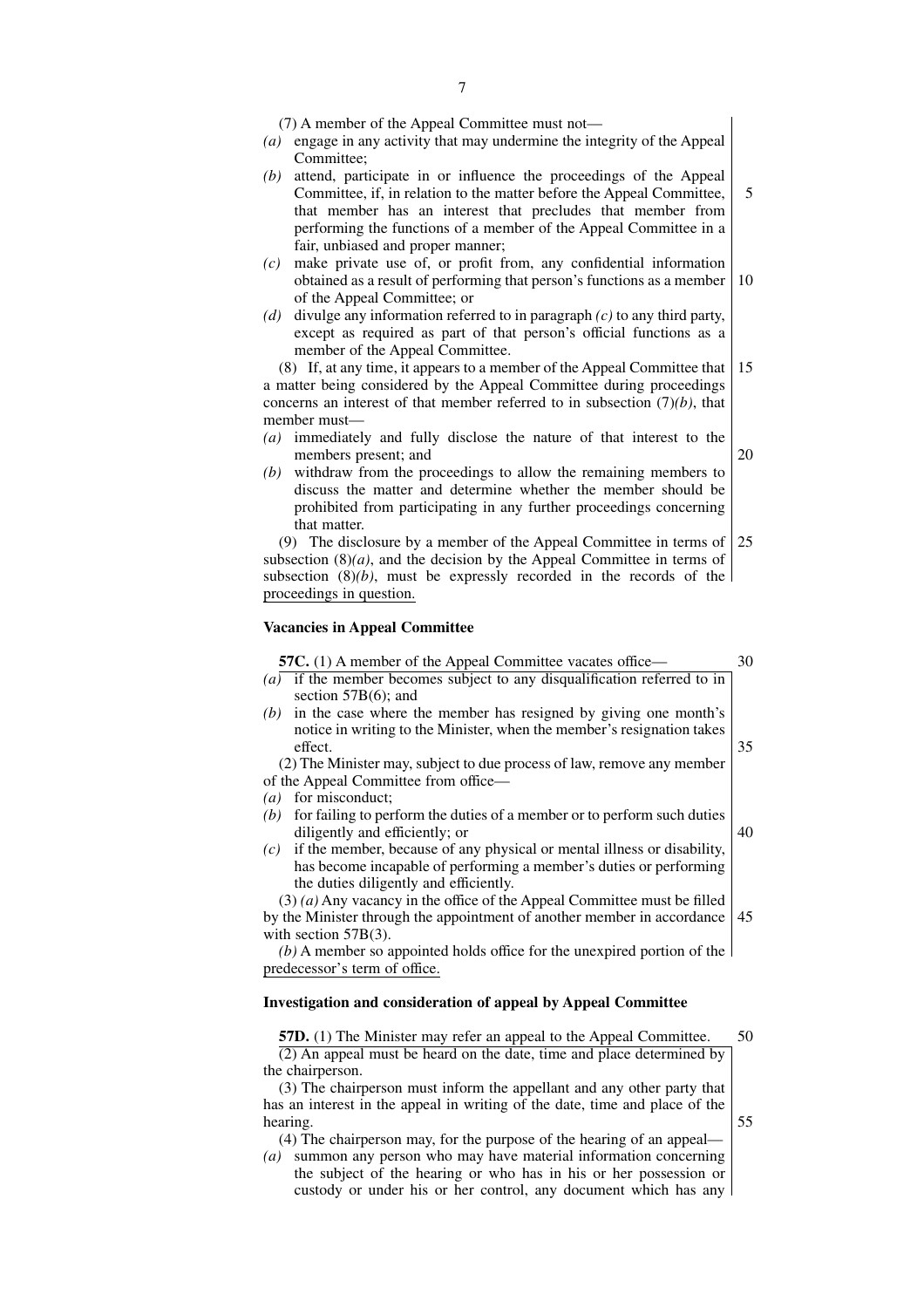(7) A member of the Appeal Committee must not—

*(a)* engage in any activity that may undermine the integrity of the Appeal Committee;

*(b)* attend, participate in or influence the proceedings of the Appeal Committee, if, in relation to the matter before the Appeal Committee, that member has an interest that precludes that member from performing the functions of a member of the Appeal Committee in a fair, unbiased and proper manner;

*(c)* make private use of, or profit from, any confidential information obtained as a result of performing that person's functions as a member of the Appeal Committee; or

*(d)* divulge any information referred to in paragraph *(c)* to any third party, except as required as part of that person's official functions as a member of the Appeal Committee.

(8) If, at any time, it appears to a member of the Appeal Committee that a matter being considered by the Appeal Committee during proceedings concerns an interest of that member referred to in subsection (7)*(b)*, that member must—

*(a)* immediately and fully disclose the nature of that interest to the members present; and

*(b)* withdraw from the proceedings to allow the remaining members to discuss the matter and determine whether the member should be prohibited from participating in any further proceedings concerning that matter.

(9) The disclosure by a member of the Appeal Committee in terms of subsection (8)*(a)*, and the decision by the Appeal Committee in terms of subsection (8)*(b)*, must be expressly recorded in the records of the proceedings in question.

**Vacancies in Appeal Committee**

**57C.** (1) A member of the Appeal Committee vacates office—

*(a)* if the member becomes subject to any disqualification referred to in section 57B(6); and

*(b)* in the case where the member has resigned by giving one month's notice in writing to the Minister, when the member's resignation takes effect.

(2) The Minister may, subject to due process of law, remove any member of the Appeal Committee from office—

*(a)* for misconduct;

*(b)* for failing to perform the duties of a member or to perform such duties diligently and efficiently; or

*(c)* if the member, because of any physical or mental illness or disability, has become incapable of performing a member's duties or performing the duties diligently and efficiently.

(3) *(a)* Any vacancy in the office of the Appeal Committee must be filled by the Minister through the appointment of another member in accordance with section 57B(3).

*(b)* A member so appointed holds office for the unexpired portion of the predecessor's term of office.

**Investigation and consideration of appeal by Appeal Committee**

**57D.** (1) The Minister may refer an appeal to the Appeal Committee.

(2) An appeal must be heard on the date, time and place determined by the chairperson.

(3) The chairperson must inform the appellant and any other party that has an interest in the appeal in writing of the date, time and place of the hearing.

(4) The chairperson may, for the purpose of the hearing of an appeal—

*(a)* summon any person who may have material information concerning the subject of the hearing or who has in his or her possession or custody or under his or her control, any document which has any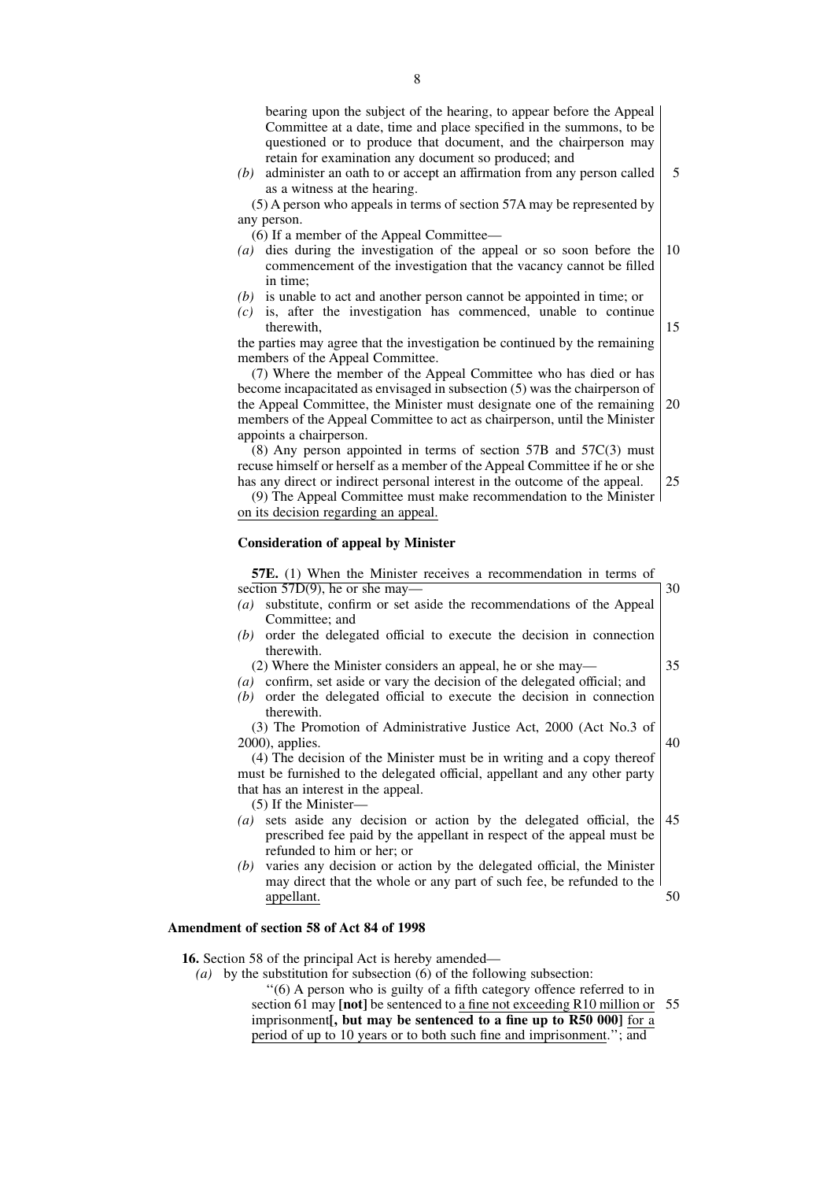bearing upon the subject of the hearing, to appear before the Appeal Committee at a date, time and place specified in the summons, to be questioned or to produce that document, and the chairperson may retain for examination any document so produced; and

*(b)* administer an oath to or accept an affirmation from any person called as a witness at the hearing.

(5) A person who appeals in terms of section 57A may be represented by any person.

(6) If a member of the Appeal Committee—

*(a)* dies during the investigation of the appeal or so soon before the commencement of the investigation that the vacancy cannot be filled in time;

*(b)* is unable to act and another person cannot be appointed in time; or

*(c)* is, after the investigation has commenced, unable to continue therewith,

the parties may agree that the investigation be continued by the remaining members of the Appeal Committee.

(7) Where the member of the Appeal Committee who has died or has become incapacitated as envisaged in subsection (5) was the chairperson of the Appeal Committee, the Minister must designate one of the remaining members of the Appeal Committee to act as chairperson, until the Minister appoints a chairperson.

(8) Any person appointed in terms of section 57B and 57C(3) must recuse himself or herself as a member of the Appeal Committee if he or she has any direct or indirect personal interest in the outcome of the appeal.

(9) The Appeal Committee must make recommendation to the Minister on its decision regarding an appeal.

**Consideration of appeal by Minister**

**57E.** (1) When the Minister receives a recommendation in terms of section 57D(9), he or she may—

*(a)* substitute, confirm or set aside the recommendations of the Appeal Committee; and

*(b)* order the delegated official to execute the decision in connection therewith.

(2) Where the Minister considers an appeal, he or she may—

*(a)* confirm, set aside or vary the decision of the delegated official; and

*(b)* order the delegated official to execute the decision in connection therewith.

(3) The Promotion of Administrative Justice Act, 2000 (Act No.3 of 2000), applies.

(4) The decision of the Minister must be in writing and a copy thereof must be furnished to the delegated official, appellant and any other party that has an interest in the appeal.

(5) If the Minister—

*(a)* sets aside any decision or action by the delegated official, the prescribed fee paid by the appellant in respect of the appeal must be refunded to him or her; or

*(b)* varies any decision or action by the delegated official, the Minister may direct that the whole or any part of such fee, be refunded to the appellant.

**Amendment of section 58 of Act 84 of 1998**

**16.** Section 58 of the principal Act is hereby amended—

*(a)* by the substitution for subsection (6) of the following subsection:

''(6) A person who is guilty of a fifth category offence referred to in section 61 may **[not]** be sentenced to a fine not exceeding R10 million or imprisonment**[, but may be sentenced to a fine up to R50 000]** for a period of up to 10 years or to both such fine and imprisonment.''; and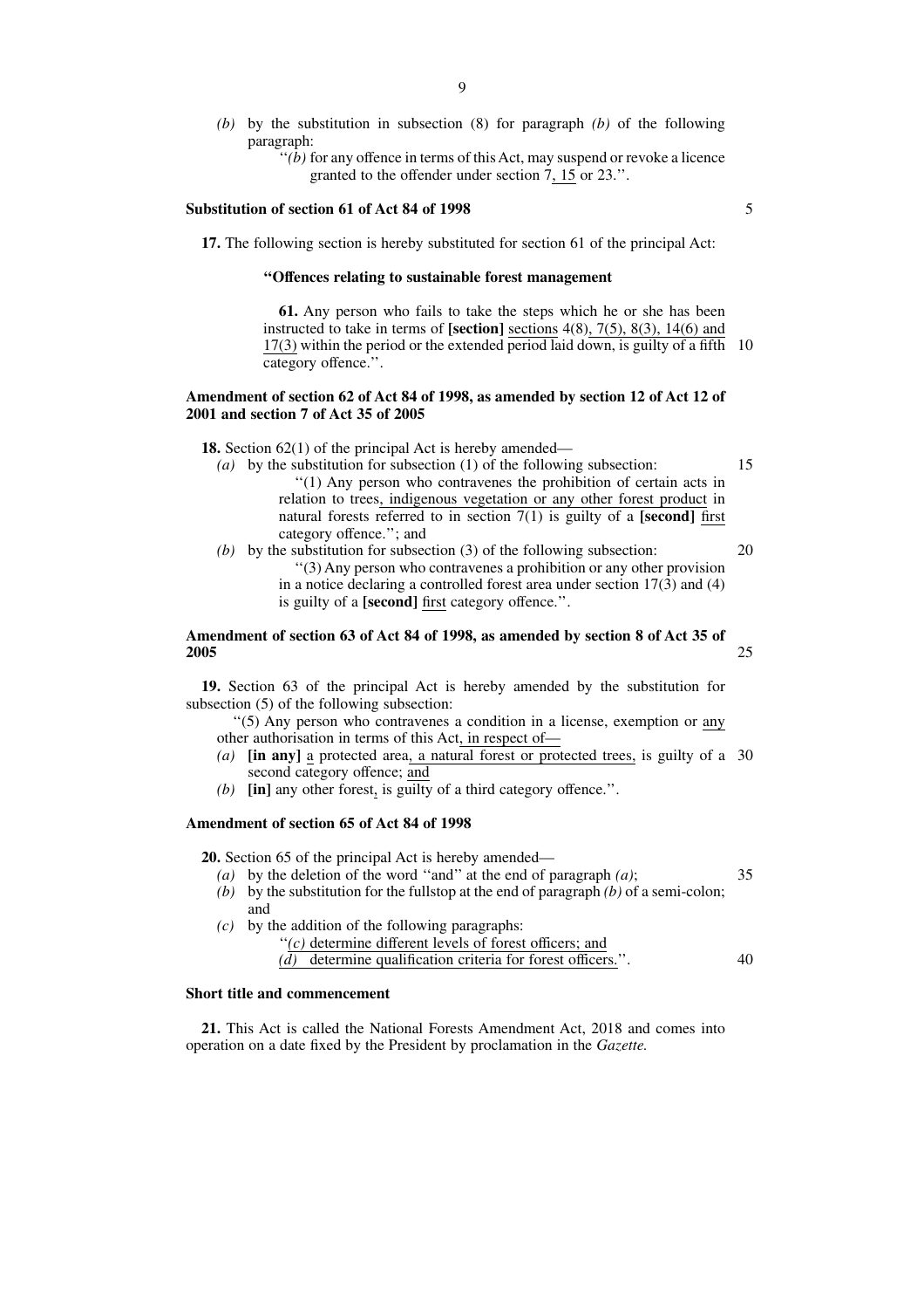*(b)* by the substitution in subsection (8) for paragraph *(b)* of the following paragraph:

''*(b)* for any offence in terms of this Act, may suspend or revoke a licence granted to the offender under section 7, 15 or 23.''.

**Substitution of section 61 of Act 84 of 1998**

**17.** The following section is hereby substituted for section 61 of the principal Act:

**''Offences relating to sustainable forest management**

**61.** Any person who fails to take the steps which he or she has been instructed to take in terms of **[section]** sections 4(8), 7(5), 8(3), 14(6) and 17(3) within the period or the extended period laid down, is guilty of a fifth category offence.''.

**Amendment of section 62 of Act 84 of 1998, as amended by section 12 of Act 12 of 2001 and section 7 of Act 35 of 2005**

**18.** Section 62(1) of the principal Act is hereby amended—

*(a)* by the substitution for subsection (1) of the following subsection:

''(1) Any person who contravenes the prohibition of certain acts in relation to trees, indigenous vegetation or any other forest product in natural forests referred to in section 7(1) is guilty of a **[second]** first category offence.''; and

*(b)* by the substitution for subsection (3) of the following subsection:

''(3) Any person who contravenes a prohibition or any other provision in a notice declaring a controlled forest area under section 17(3) and (4) is guilty of a **[second]** first category offence.''.

**Amendment of section 63 of Act 84 of 1998, as amended by section 8 of Act 35 of 2005**

**19.** Section 63 of the principal Act is hereby amended by the substitution for subsection (5) of the following subsection:

''(5) Any person who contravenes a condition in a license, exemption or any other authorisation in terms of this Act, in respect of—

*(a)* **[in any]** a protected area, a natural forest or protected trees, is guilty of a second category offence; and

*(b)* **[in]** any other forest, is guilty of a third category offence.''.

**Amendment of section 65 of Act 84 of 1998**

**20.** Section 65 of the principal Act is hereby amended—

*(a)* by the deletion of the word ''and'' at the end of paragraph *(a)*;

*(b)* by the substitution for the fullstop at the end of paragraph *(b)* of a semi-colon; and

*(c)* by the addition of the following paragraphs:

''*(c)* determine different levels of forest officers; and

*(d)* determine qualification criteria for forest officers.''.

**Short title and commencement**

**21.** This Act is called the National Forests Amendment Act, 2018 and comes into operation on a date fixed by the President by proclamation in the *Gazette.*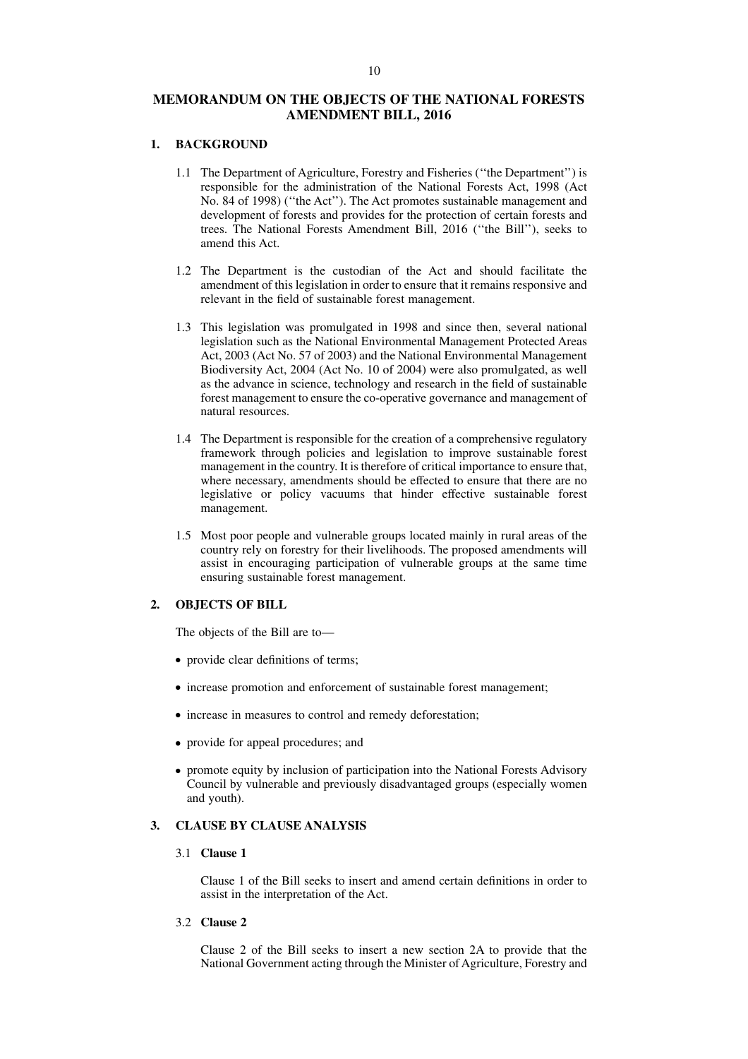# MEMORANDUM ON THE OBJECTS OF THE NATIONAL FORESTS AMENDMENT BILL, 2016

## 1. BACKGROUND

1.1 The Department of Agriculture, Forestry and Fisheries (''the Department'') is responsible for the administration of the National Forests Act, 1998 (Act No. 84 of 1998) (''the Act''). The Act promotes sustainable management and development of forests and provides for the protection of certain forests and trees. The National Forests Amendment Bill, 2016 (''the Bill''), seeks to amend this Act.

1.2 The Department is the custodian of the Act and should facilitate the amendment of this legislation in order to ensure that it remains responsive and relevant in the field of sustainable forest management.

1.3 This legislation was promulgated in 1998 and since then, several national legislation such as the National Environmental Management Protected Areas Act, 2003 (Act No. 57 of 2003) and the National Environmental Management Biodiversity Act, 2004 (Act No. 10 of 2004) were also promulgated, as well as the advance in science, technology and research in the field of sustainable forest management to ensure the co-operative governance and management of natural resources.

1.4 The Department is responsible for the creation of a comprehensive regulatory framework through policies and legislation to improve sustainable forest management in the country. It is therefore of critical importance to ensure that, where necessary, amendments should be effected to ensure that there are no legislative or policy vacuums that hinder effective sustainable forest management.

1.5 Most poor people and vulnerable groups located mainly in rural areas of the country rely on forestry for their livelihoods. The proposed amendments will assist in encouraging participation of vulnerable groups at the same time ensuring sustainable forest management.

## 2. OBJECTS OF BILL

The objects of the Bill are to—

- provide clear definitions of terms;
- increase promotion and enforcement of sustainable forest management;
- increase in measures to control and remedy deforestation;
- provide for appeal procedures; and
- promote equity by inclusion of participation into the National Forests Advisory Council by vulnerable and previously disadvantaged groups (especially women and youth).

## 3. CLAUSE BY CLAUSE ANALYSIS

### 3.1 Clause 1

Clause 1 of the Bill seeks to insert and amend certain definitions in order to assist in the interpretation of the Act.

### 3.2 Clause 2

Clause 2 of the Bill seeks to insert a new section 2A to provide that the National Government acting through the Minister of Agriculture, Forestry and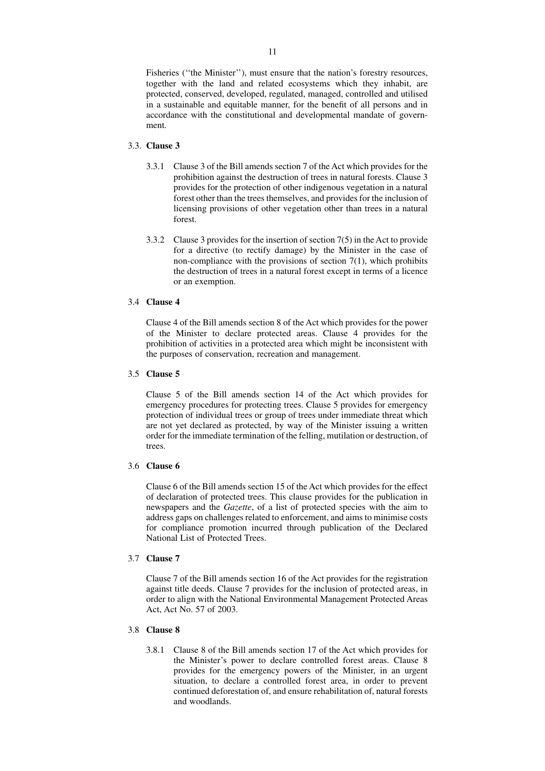Fisheries (''the Minister''), must ensure that the nation's forestry resources, together with the land and related ecosystems which they inhabit, are protected, conserved, developed, regulated, managed, controlled and utilised in a sustainable and equitable manner, for the benefit of all persons and in accordance with the constitutional and developmental mandate of government.

3.3. **Clause 3**

3.3.1 Clause 3 of the Bill amends section 7 of the Act which provides for the prohibition against the destruction of trees in natural forests. Clause 3 provides for the protection of other indigenous vegetation in a natural forest other than the trees themselves, and provides for the inclusion of licensing provisions of other vegetation other than trees in a natural forest.

3.3.2 Clause 3 provides for the insertion of section 7(5) in the Act to provide for a directive (to rectify damage) by the Minister in the case of non-compliance with the provisions of section 7(1), which prohibits the destruction of trees in a natural forest except in terms of a licence or an exemption.

3.4 **Clause 4**

Clause 4 of the Bill amends section 8 of the Act which provides for the power of the Minister to declare protected areas. Clause 4 provides for the prohibition of activities in a protected area which might be inconsistent with the purposes of conservation, recreation and management.

3.5 **Clause 5**

Clause 5 of the Bill amends section 14 of the Act which provides for emergency procedures for protecting trees. Clause 5 provides for emergency protection of individual trees or group of trees under immediate threat which are not yet declared as protected, by way of the Minister issuing a written order for the immediate termination of the felling, mutilation or destruction, of trees.

3.6 **Clause 6**

Clause 6 of the Bill amends section 15 of the Act which provides for the effect of declaration of protected trees. This clause provides for the publication in newspapers and the *Gazette*, of a list of protected species with the aim to address gaps on challenges related to enforcement, and aims to minimise costs for compliance promotion incurred through publication of the Declared National List of Protected Trees.

3.7 **Clause 7**

Clause 7 of the Bill amends section 16 of the Act provides for the registration against title deeds. Clause 7 provides for the inclusion of protected areas, in order to align with the National Environmental Management Protected Areas Act, Act No. 57 of 2003.

3.8 **Clause 8**

3.8.1 Clause 8 of the Bill amends section 17 of the Act which provides for the Minister's power to declare controlled forest areas. Clause 8 provides for the emergency powers of the Minister, in an urgent situation, to declare a controlled forest area, in order to prevent continued deforestation of, and ensure rehabilitation of, natural forests and woodlands.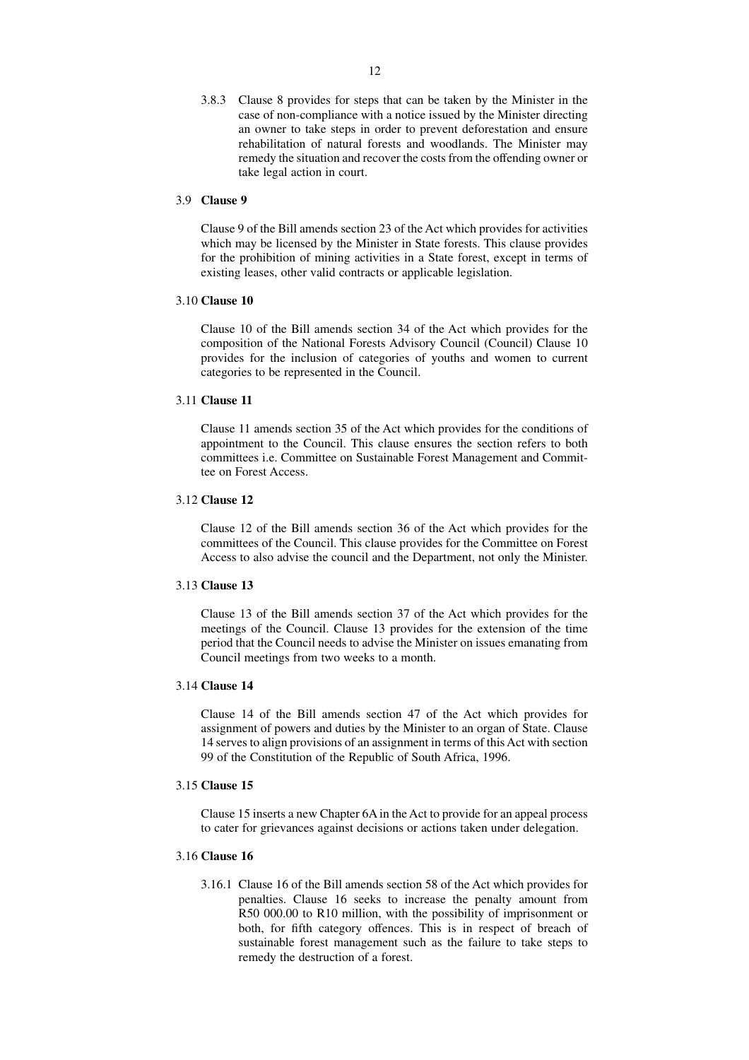3.8.3 Clause 8 provides for steps that can be taken by the Minister in the case of non-compliance with a notice issued by the Minister directing an owner to take steps in order to prevent deforestation and ensure rehabilitation of natural forests and woodlands. The Minister may remedy the situation and recover the costs from the offending owner or take legal action in court.

### 3.9 Clause 9

Clause 9 of the Bill amends section 23 of the Act which provides for activities which may be licensed by the Minister in State forests. This clause provides for the prohibition of mining activities in a State forest, except in terms of existing leases, other valid contracts or applicable legislation.

### 3.10 Clause 10

Clause 10 of the Bill amends section 34 of the Act which provides for the composition of the National Forests Advisory Council (Council) Clause 10 provides for the inclusion of categories of youths and women to current categories to be represented in the Council.

### 3.11 Clause 11

Clause 11 amends section 35 of the Act which provides for the conditions of appointment to the Council. This clause ensures the section refers to both committees i.e. Committee on Sustainable Forest Management and Committee on Forest Access.

### 3.12 Clause 12

Clause 12 of the Bill amends section 36 of the Act which provides for the committees of the Council. This clause provides for the Committee on Forest Access to also advise the council and the Department, not only the Minister.

### 3.13 Clause 13

Clause 13 of the Bill amends section 37 of the Act which provides for the meetings of the Council. Clause 13 provides for the extension of the time period that the Council needs to advise the Minister on issues emanating from Council meetings from two weeks to a month.

### 3.14 Clause 14

Clause 14 of the Bill amends section 47 of the Act which provides for assignment of powers and duties by the Minister to an organ of State. Clause 14 serves to align provisions of an assignment in terms of this Act with section 99 of the Constitution of the Republic of South Africa, 1996.

### 3.15 Clause 15

Clause 15 inserts a new Chapter 6A in the Act to provide for an appeal process to cater for grievances against decisions or actions taken under delegation.

### 3.16 Clause 16

3.16.1 Clause 16 of the Bill amends section 58 of the Act which provides for penalties. Clause 16 seeks to increase the penalty amount from R50 000.00 to R10 million, with the possibility of imprisonment or both, for fifth category offences. This is in respect of breach of sustainable forest management such as the failure to take steps to remedy the destruction of a forest.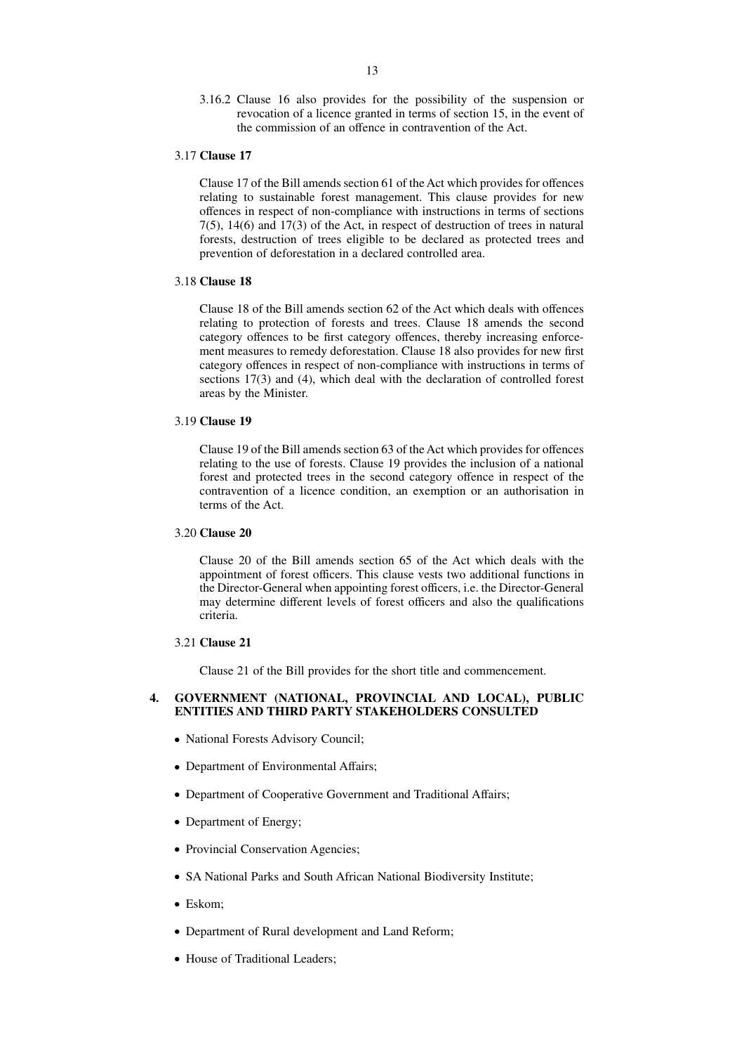3.16.2 Clause 16 also provides for the possibility of the suspension or revocation of a licence granted in terms of section 15, in the event of the commission of an offence in contravention of the Act.

### 3.17 **Clause 17**

Clause 17 of the Bill amends section 61 of the Act which provides for offences relating to sustainable forest management. This clause provides for new offences in respect of non-compliance with instructions in terms of sections 7(5), 14(6) and 17(3) of the Act, in respect of destruction of trees in natural forests, destruction of trees eligible to be declared as protected trees and prevention of deforestation in a declared controlled area.

### 3.18 **Clause 18**

Clause 18 of the Bill amends section 62 of the Act which deals with offences relating to protection of forests and trees. Clause 18 amends the second category offences to be first category offences, thereby increasing enforcement measures to remedy deforestation. Clause 18 also provides for new first category offences in respect of non-compliance with instructions in terms of sections 17(3) and (4), which deal with the declaration of controlled forest areas by the Minister.

### 3.19 **Clause 19**

Clause 19 of the Bill amends section 63 of the Act which provides for offences relating to the use of forests. Clause 19 provides the inclusion of a national forest and protected trees in the second category offence in respect of the contravention of a licence condition, an exemption or an authorisation in terms of the Act.

### 3.20 **Clause 20**

Clause 20 of the Bill amends section 65 of the Act which deals with the appointment of forest officers. This clause vests two additional functions in the Director-General when appointing forest officers, i.e. the Director-General may determine different levels of forest officers and also the qualifications criteria.

### 3.21 **Clause 21**

Clause 21 of the Bill provides for the short title and commencement.

## 4. GOVERNMENT (NATIONAL, PROVINCIAL AND LOCAL), PUBLIC ENTITIES AND THIRD PARTY STAKEHOLDERS CONSULTED

- National Forests Advisory Council;
- Department of Environmental Affairs;
- Department of Cooperative Government and Traditional Affairs;
- Department of Energy;
- Provincial Conservation Agencies;
- SA National Parks and South African National Biodiversity Institute;
- Eskom;
- Department of Rural development and Land Reform;
- House of Traditional Leaders;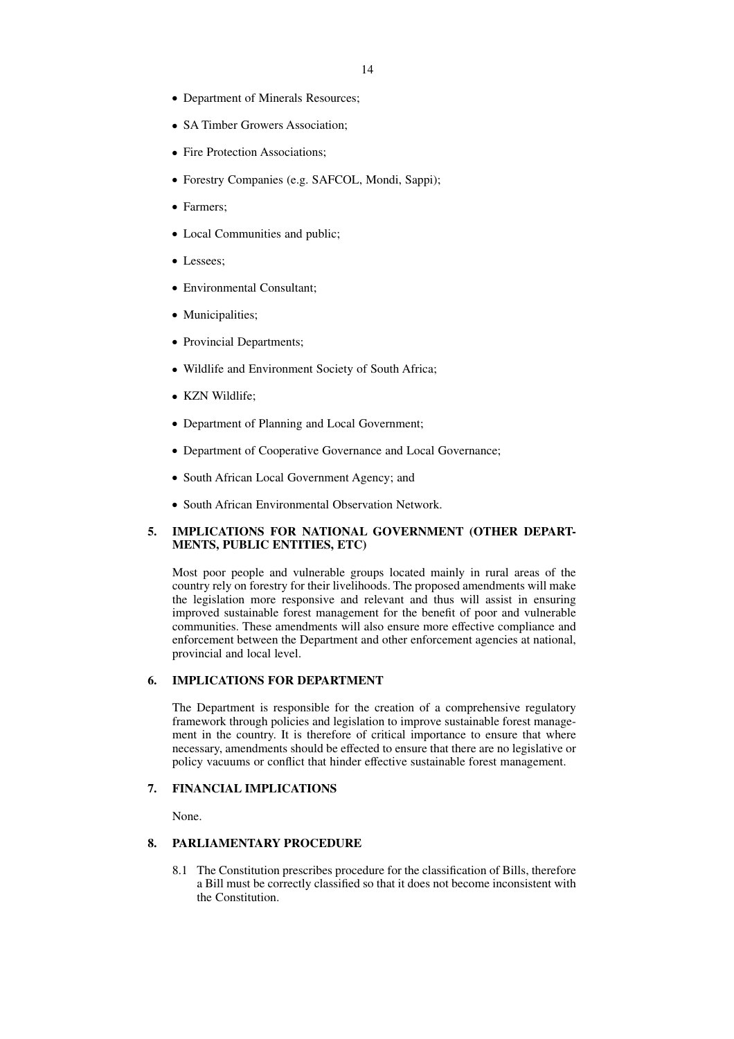- Department of Minerals Resources;
- SA Timber Growers Association;
- Fire Protection Associations;
- Forestry Companies (e.g. SAFCOL, Mondi, Sappi);
- Farmers;
- Local Communities and public;
- Lessees;
- Environmental Consultant;
- Municipalities;
- Provincial Departments;
- Wildlife and Environment Society of South Africa;
- KZN Wildlife;
- Department of Planning and Local Government;
- Department of Cooperative Governance and Local Governance;
- South African Local Government Agency; and
- South African Environmental Observation Network.

## 5. IMPLICATIONS FOR NATIONAL GOVERNMENT (OTHER DEPARTMENTS, PUBLIC ENTITIES, ETC)

Most poor people and vulnerable groups located mainly in rural areas of the country rely on forestry for their livelihoods. The proposed amendments will make the legislation more responsive and relevant and thus will assist in ensuring improved sustainable forest management for the benefit of poor and vulnerable communities. These amendments will also ensure more effective compliance and enforcement between the Department and other enforcement agencies at national, provincial and local level.

## 6. IMPLICATIONS FOR DEPARTMENT

The Department is responsible for the creation of a comprehensive regulatory framework through policies and legislation to improve sustainable forest management in the country. It is therefore of critical importance to ensure that where necessary, amendments should be effected to ensure that there are no legislative or policy vacuums or conflict that hinder effective sustainable forest management.

## 7. FINANCIAL IMPLICATIONS

None.

## 8. PARLIAMENTARY PROCEDURE

8.1 The Constitution prescribes procedure for the classification of Bills, therefore a Bill must be correctly classified so that it does not become inconsistent with the Constitution.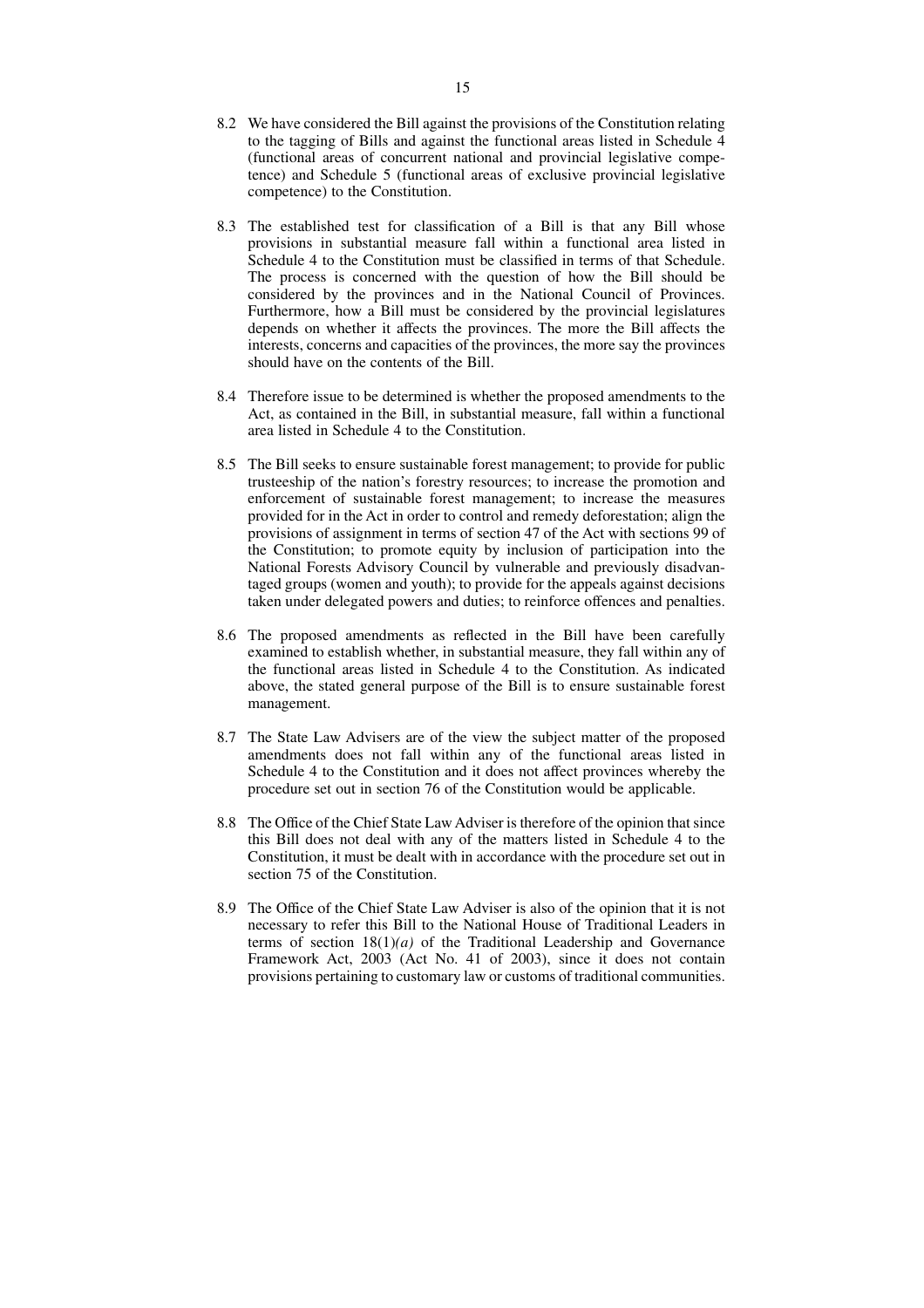8.2 We have considered the Bill against the provisions of the Constitution relating to the tagging of Bills and against the functional areas listed in Schedule 4 (functional areas of concurrent national and provincial legislative competence) and Schedule 5 (functional areas of exclusive provincial legislative competence) to the Constitution.

8.3 The established test for classification of a Bill is that any Bill whose provisions in substantial measure fall within a functional area listed in Schedule 4 to the Constitution must be classified in terms of that Schedule. The process is concerned with the question of how the Bill should be considered by the provinces and in the National Council of Provinces. Furthermore, how a Bill must be considered by the provincial legislatures depends on whether it affects the provinces. The more the Bill affects the interests, concerns and capacities of the provinces, the more say the provinces should have on the contents of the Bill.

8.4 Therefore issue to be determined is whether the proposed amendments to the Act, as contained in the Bill, in substantial measure, fall within a functional area listed in Schedule 4 to the Constitution.

8.5 The Bill seeks to ensure sustainable forest management; to provide for public trusteeship of the nation's forestry resources; to increase the promotion and enforcement of sustainable forest management; to increase the measures provided for in the Act in order to control and remedy deforestation; align the provisions of assignment in terms of section 47 of the Act with sections 99 of the Constitution; to promote equity by inclusion of participation into the National Forests Advisory Council by vulnerable and previously disadvantaged groups (women and youth); to provide for the appeals against decisions taken under delegated powers and duties; to reinforce offences and penalties.

8.6 The proposed amendments as reflected in the Bill have been carefully examined to establish whether, in substantial measure, they fall within any of the functional areas listed in Schedule 4 to the Constitution. As indicated above, the stated general purpose of the Bill is to ensure sustainable forest management.

8.7 The State Law Advisers are of the view the subject matter of the proposed amendments does not fall within any of the functional areas listed in Schedule 4 to the Constitution and it does not affect provinces whereby the procedure set out in section 76 of the Constitution would be applicable.

8.8 The Office of the Chief State Law Adviser is therefore of the opinion that since this Bill does not deal with any of the matters listed in Schedule 4 to the Constitution, it must be dealt with in accordance with the procedure set out in section 75 of the Constitution.

8.9 The Office of the Chief State Law Adviser is also of the opinion that it is not necessary to refer this Bill to the National House of Traditional Leaders in terms of section 18(1)*(a)* of the Traditional Leadership and Governance Framework Act, 2003 (Act No. 41 of 2003), since it does not contain provisions pertaining to customary law or customs of traditional communities.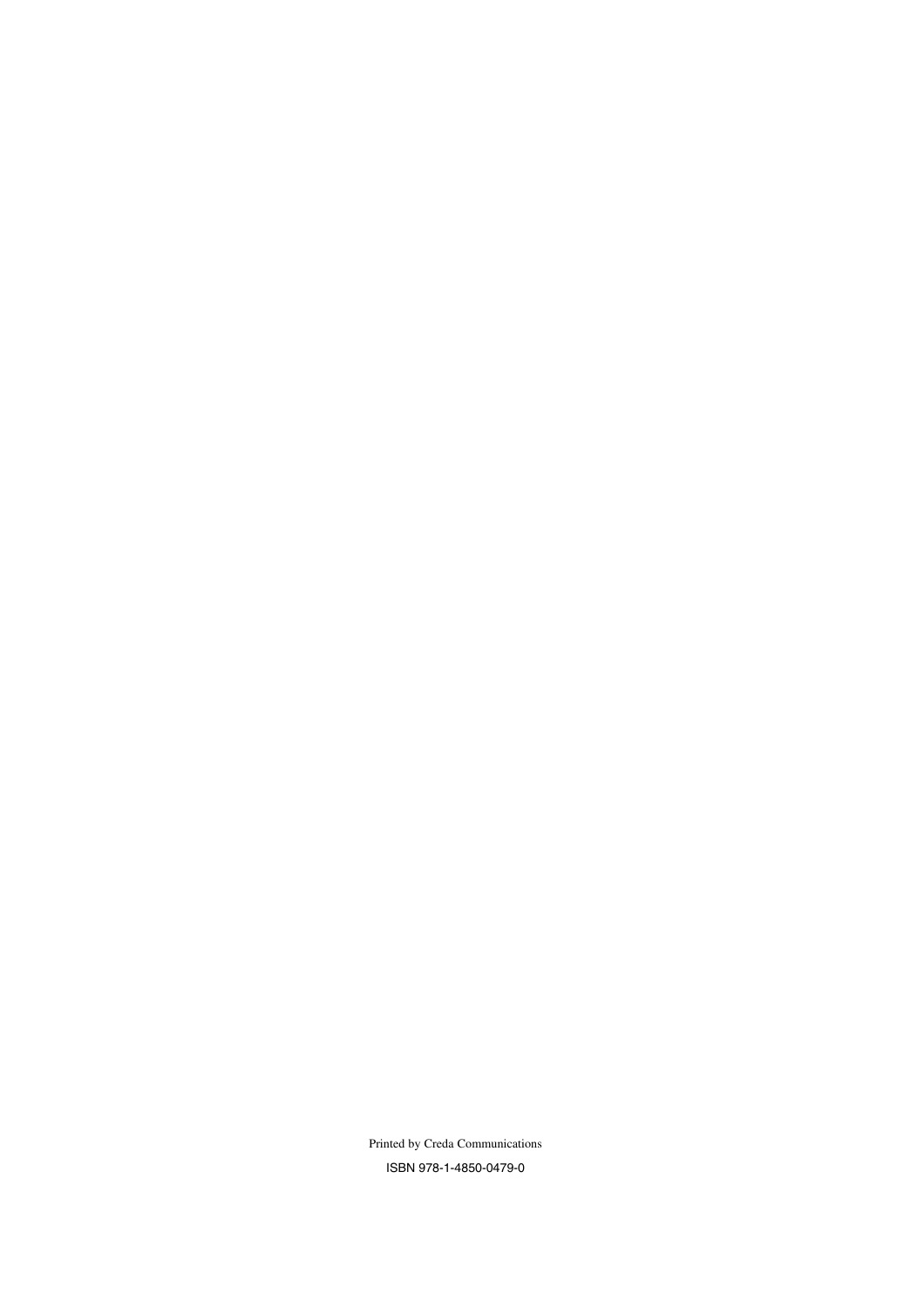Printed by Creda Communications

ISBN 978-1-4850-0479-0